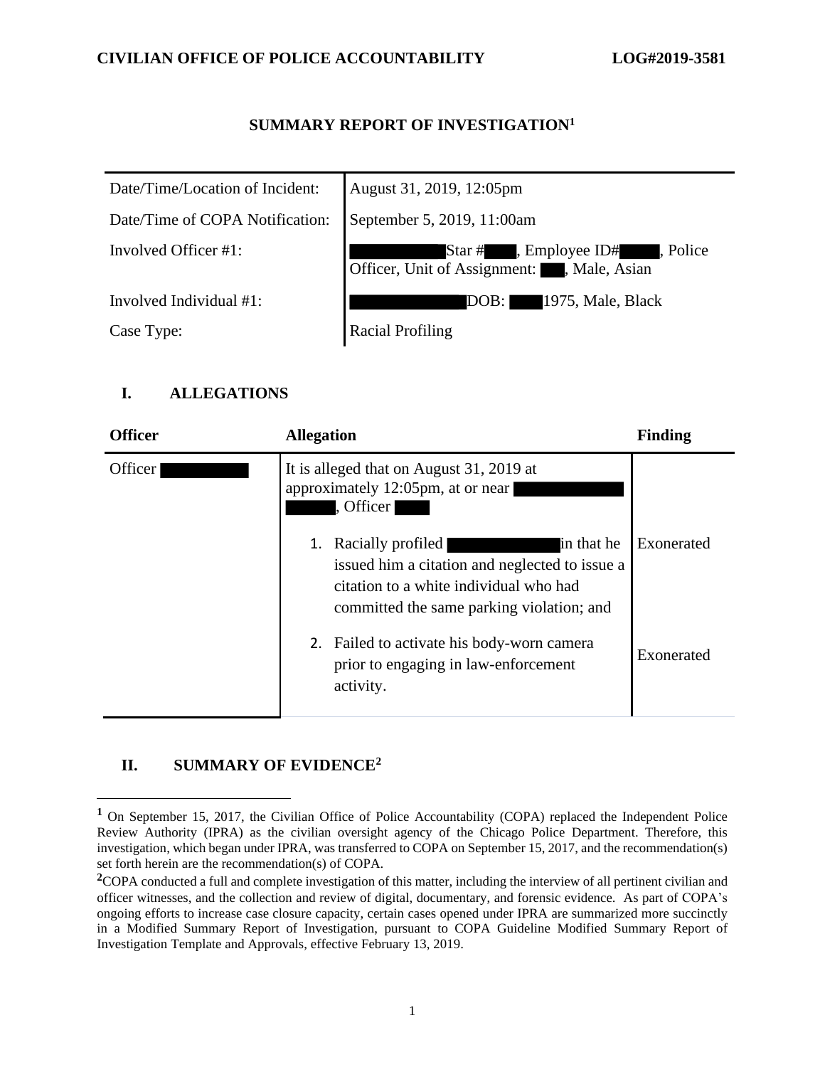**CIVILIAN OFFICE OF POLICE ACCOUNTABILITY** **LOG#2019-3581**

## SUMMARY REPORT OF INVESTIGATION[1]

| | |
|---|---|
| Date/Time/Location of Incident: | August 31, 2019, 12:05pm |
| Date/Time of COPA Notification: | September 5, 2019, 11:00am |
| Involved Officer #1: | Star # , Employee ID# , Police Officer, Unit of Assignment: , Male, Asian |
| Involved Individual #1: | DOB: 1975, Male, Black |
| Case Type: | Racial Profiling |

## I. ALLEGATIONS

| Officer | Allegation | Finding |
|---|---|---|
| Officer | It is alleged that on August 31, 2019 at approximately 12:05pm, at or near , Officer | |
| | 1. Racially profiled in that he issued him a citation and neglected to issue a citation to a white individual who had committed the same parking violation; and | Exonerated |
| | 2. Failed to activate his body-worn camera prior to engaging in law-enforcement activity. | Exonerated |

## II. SUMMARY OF EVIDENCE[2]

[1] On September 15, 2017, the Civilian Office of Police Accountability (COPA) replaced the Independent Police Review Authority (IPRA) as the civilian oversight agency of the Chicago Police Department. Therefore, this investigation, which began under IPRA, was transferred to COPA on September 15, 2017, and the recommendation(s) set forth herein are the recommendation(s) of COPA.

[2] COPA conducted a full and complete investigation of this matter, including the interview of all pertinent civilian and officer witnesses, and the collection and review of digital, documentary, and forensic evidence. As part of COPA's ongoing efforts to increase case closure capacity, certain cases opened under IPRA are summarized more succinctly in a Modified Summary Report of Investigation, pursuant to COPA Guideline Modified Summary Report of Investigation Template and Approvals, effective February 13, 2019.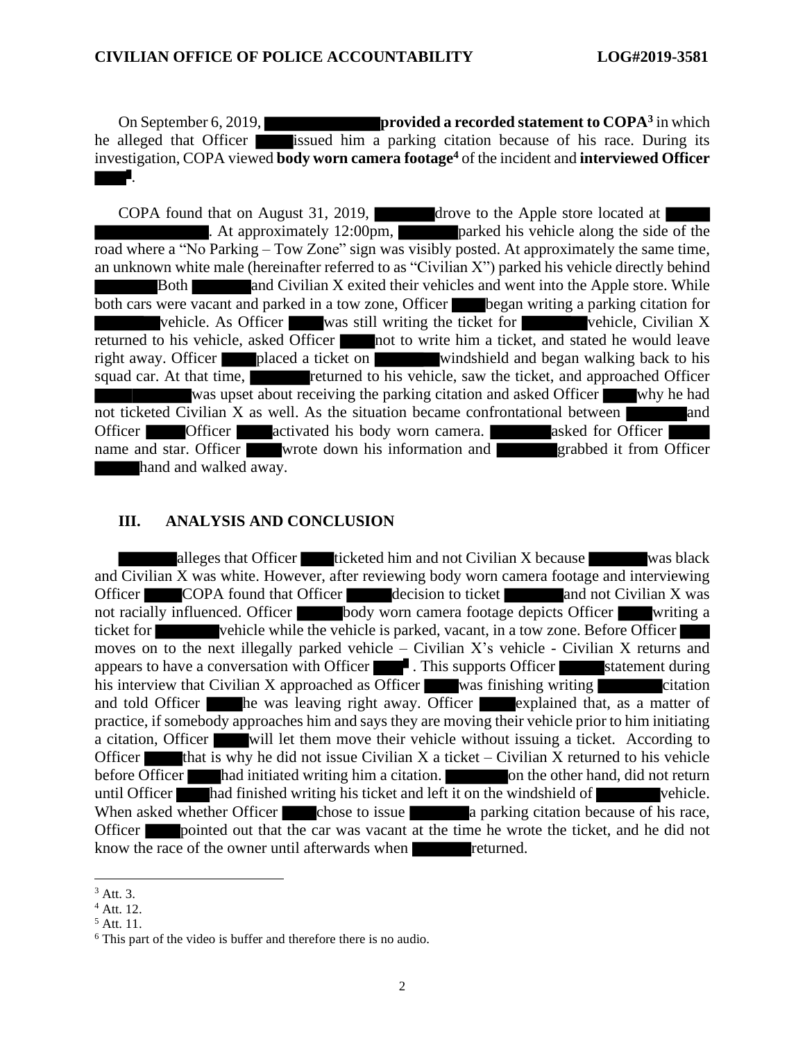On September 6, 2019, ███████ **provided a recorded statement to COPA**[3] in which he alleged that Officer ███ issued him a parking citation because of his race. During its investigation, COPA viewed **body worn camera footage**[4] of the incident and **interviewed Officer ███**.

COPA found that on August 31, 2019, ███████ drove to the Apple store located at ███████. At approximately 12:00pm, ███████ parked his vehicle along the side of the road where a "No Parking – Tow Zone" sign was visibly posted. At approximately the same time, an unknown white male (hereinafter referred to as "Civilian X") parked his vehicle directly behind ███████ Both ███████ and Civilian X exited their vehicles and went into the Apple store. While both cars were vacant and parked in a tow zone, Officer ███ began writing a parking citation for ███████ vehicle. As Officer ███ was still writing the ticket for ███████ vehicle, Civilian X returned to his vehicle, asked Officer ███ not to write him a ticket, and stated he would leave right away. Officer ███ placed a ticket on ███████ windshield and began walking back to his squad car. At that time, ███████ returned to his vehicle, saw the ticket, and approached Officer ███████ was upset about receiving the parking citation and asked Officer ███ why he had not ticketed Civilian X as well. As the situation became confrontational between ███████ and Officer ███ Officer ███ activated his body worn camera. ███████ asked for Officer ███ name and star. Officer ███ wrote down his information and ███████ grabbed it from Officer ███ hand and walked away.

## III. ANALYSIS AND CONCLUSION

███████ alleges that Officer ███ ticketed him and not Civilian X because ███████ was black and Civilian X was white. However, after reviewing body worn camera footage and interviewing Officer ███ COPA found that Officer ███ decision to ticket ███████ and not Civilian X was not racially influenced. Officer ███ body worn camera footage depicts Officer ███ writing a ticket for ███████ vehicle while the vehicle is parked, vacant, in a tow zone. Before Officer ███ moves on to the next illegally parked vehicle – Civilian X's vehicle - Civilian X returns and appears to have a conversation with Officer ███. This supports Officer ███ statement during his interview that Civilian X approached as Officer ███ was finishing writing ███████ citation and told Officer ███ he was leaving right away. Officer ███ explained that, as a matter of practice, if somebody approaches him and says they are moving their vehicle prior to him initiating a citation, Officer ███ will let them move their vehicle without issuing a ticket. According to Officer ███ that is why he did not issue Civilian X a ticket – Civilian X returned to his vehicle before Officer ███ had initiated writing him a citation. ███████ on the other hand, did not return until Officer ███ had finished writing his ticket and left it on the windshield of ███████ vehicle. When asked whether Officer ███ chose to issue ███████ a parking citation because of his race, Officer ███ pointed out that the car was vacant at the time he wrote the ticket, and he did not know the race of the owner until afterwards when ███████ returned.

---

[3] Att. 3.
[4] Att. 12.
[5] Att. 11.
[6] This part of the video is buffer and therefore there is no audio.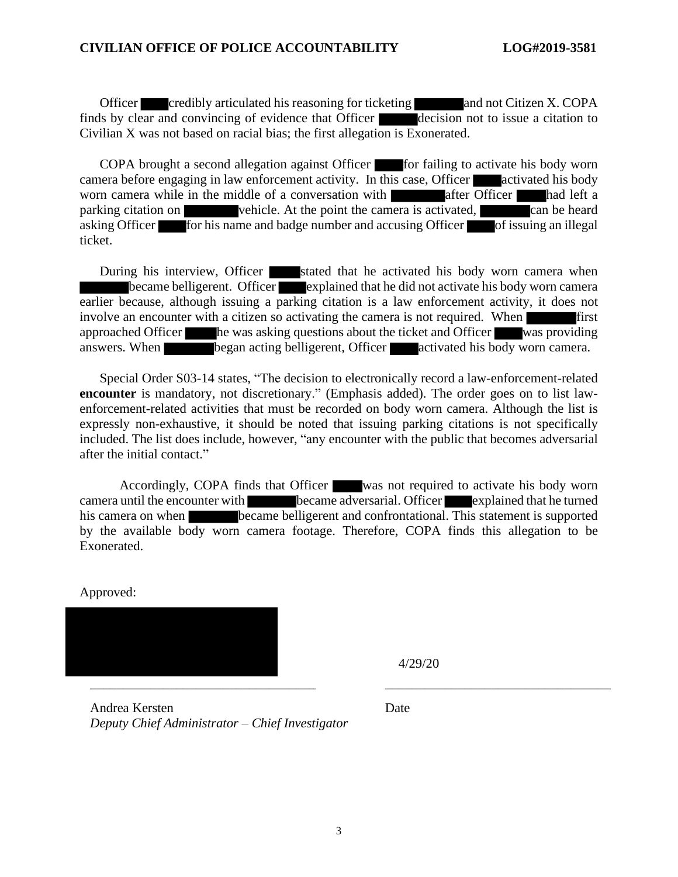Officer ████ credibly articulated his reasoning for ticketing ██████ and not Citizen X. COPA finds by clear and convincing of evidence that Officer ████ decision not to issue a citation to Civilian X was not based on racial bias; the first allegation is Exonerated.

COPA brought a second allegation against Officer ████ for failing to activate his body worn camera before engaging in law enforcement activity. In this case, Officer ████ activated his body worn camera while in the middle of a conversation with ██████ after Officer ████ had left a parking citation on ██████ vehicle. At the point the camera is activated, ██████ can be heard asking Officer ████ for his name and badge number and accusing Officer ████ of issuing an illegal ticket.

During his interview, Officer ████ stated that he activated his body worn camera when ██████ became belligerent. Officer ████ explained that he did not activate his body worn camera earlier because, although issuing a parking citation is a law enforcement activity, it does not involve an encounter with a citizen so activating the camera is not required. When ██████ first approached Officer ████ he was asking questions about the ticket and Officer ████ was providing answers. When ██████ began acting belligerent, Officer ████ activated his body worn camera.

Special Order S03-14 states, "The decision to electronically record a law-enforcement-related **encounter** is mandatory, not discretionary." (Emphasis added). The order goes on to list law-enforcement-related activities that must be recorded on body worn camera. Although the list is expressly non-exhaustive, it should be noted that issuing parking citations is not specifically included. The list does include, however, "any encounter with the public that becomes adversarial after the initial contact."

Accordingly, COPA finds that Officer ████ was not required to activate his body worn camera until the encounter with ██████ became adversarial. Officer ████ explained that he turned his camera on when ██████ became belligerent and confrontational. This statement is supported by the available body worn camera footage. Therefore, COPA finds this allegation to be Exonerated.

Approved:

██████████

4/29/20

__________________________________ __________________________________

Andrea Kersten
*Deputy Chief Administrator – Chief Investigator*

Date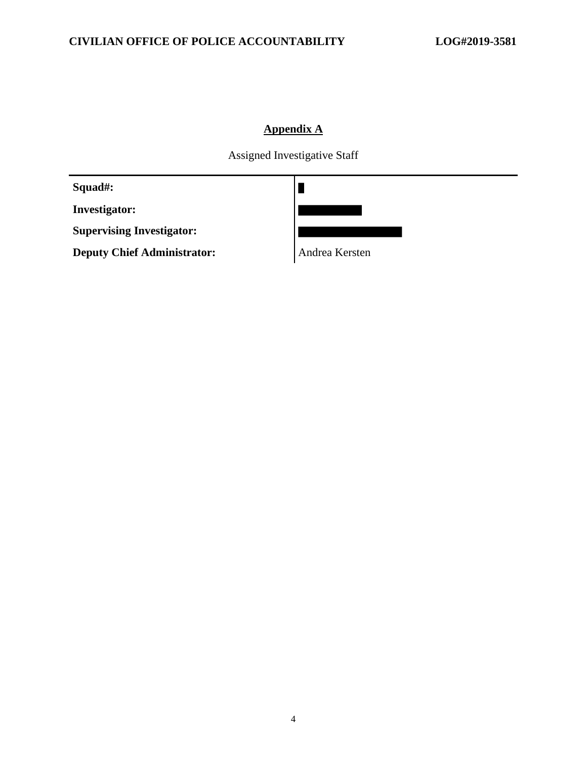## Appendix A

Assigned Investigative Staff

| | |
|---|---|
| **Squad#:** | █ |
| **Investigator:** | ████████ |
| **Supervising Investigator:** | █████████████ |
| **Deputy Chief Administrator:** | Andrea Kersten |